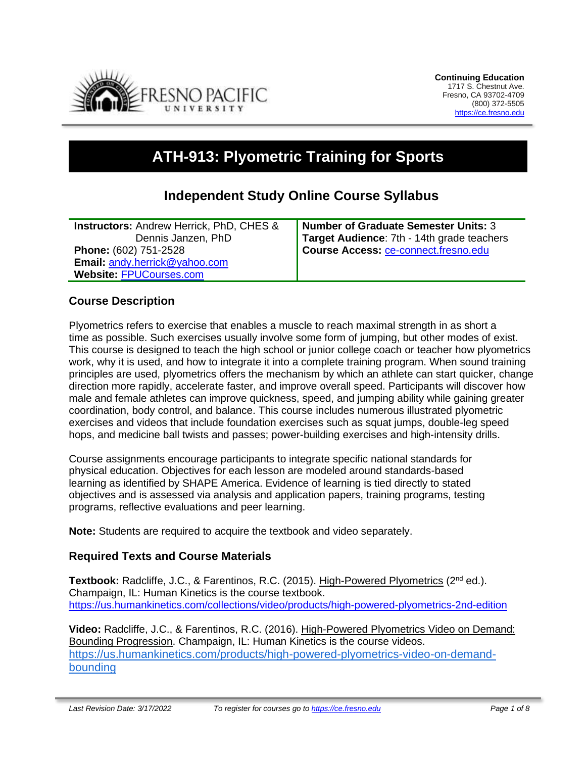**Continuing Education**
1717 S. Chestnut Ave.
Fresno, CA 93702-4709
(800) 372-5505
https://ce.fresno.edu

# ATH-913: Plyometric Training for Sports

## Independent Study Online Course Syllabus

| | |
|---|---|
| **Instructors:** Andrew Herrick, PhD, CHES & Dennis Janzen, PhD | **Number of Graduate Semester Units:** 3 |
| **Phone:** (602) 751-2528 | **Target Audience**: 7th - 14th grade teachers |
| **Email:** andy.herrick@yahoo.com | **Course Access:** ce-connect.fresno.edu |
| **Website:** FPUCourses.com | |

### Course Description

Plyometrics refers to exercise that enables a muscle to reach maximal strength in as short a time as possible. Such exercises usually involve some form of jumping, but other modes of exist. This course is designed to teach the high school or junior college coach or teacher how plyometrics work, why it is used, and how to integrate it into a complete training program. When sound training principles are used, plyometrics offers the mechanism by which an athlete can start quicker, change direction more rapidly, accelerate faster, and improve overall speed. Participants will discover how male and female athletes can improve quickness, speed, and jumping ability while gaining greater coordination, body control, and balance. This course includes numerous illustrated plyometric exercises and videos that include foundation exercises such as squat jumps, double-leg speed hops, and medicine ball twists and passes; power-building exercises and high-intensity drills.

Course assignments encourage participants to integrate specific national standards for physical education. Objectives for each lesson are modeled around standards-based learning as identified by SHAPE America. Evidence of learning is tied directly to stated objectives and is assessed via analysis and application papers, training programs, testing programs, reflective evaluations and peer learning.

**Note:** Students are required to acquire the textbook and video separately.

### Required Texts and Course Materials

**Textbook:** Radcliffe, J.C., & Farentinos, R.C. (2015). High-Powered Plyometrics (2nd ed.). Champaign, IL: Human Kinetics is the course textbook.
https://us.humankinetics.com/collections/video/products/high-powered-plyometrics-2nd-edition

**Video:** Radcliffe, J.C., & Farentinos, R.C. (2016). High-Powered Plyometrics Video on Demand: Bounding Progression. Champaign, IL: Human Kinetics is the course videos.
https://us.humankinetics.com/products/high-powered-plyometrics-video-on-demand-bounding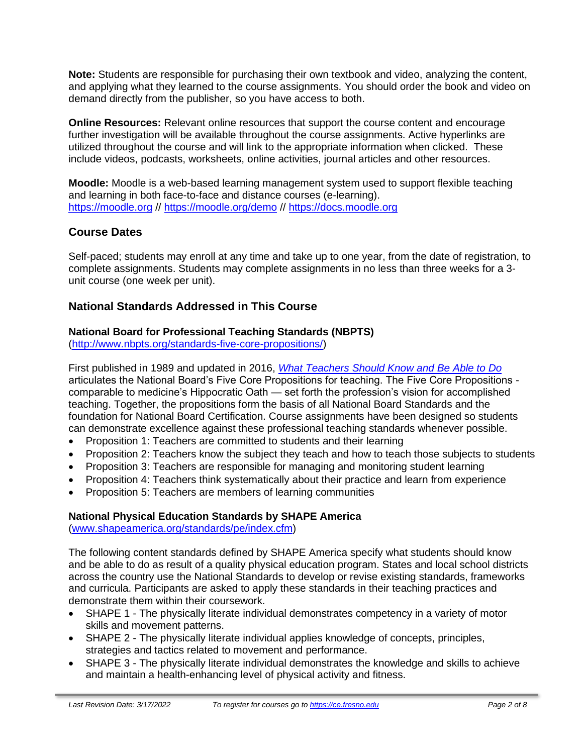**Note:** Students are responsible for purchasing their own textbook and video, analyzing the content, and applying what they learned to the course assignments. You should order the book and video on demand directly from the publisher, so you have access to both.

**Online Resources:** Relevant online resources that support the course content and encourage further investigation will be available throughout the course assignments. Active hyperlinks are utilized throughout the course and will link to the appropriate information when clicked. These include videos, podcasts, worksheets, online activities, journal articles and other resources.

**Moodle:** Moodle is a web-based learning management system used to support flexible teaching and learning in both face-to-face and distance courses (e-learning). https://moodle.org // https://moodle.org/demo // https://docs.moodle.org

## Course Dates

Self-paced; students may enroll at any time and take up to one year, from the date of registration, to complete assignments. Students may complete assignments in no less than three weeks for a 3-unit course (one week per unit).

## National Standards Addressed in This Course

**National Board for Professional Teaching Standards (NBPTS)**
(http://www.nbpts.org/standards-five-core-propositions/)

First published in 1989 and updated in 2016, *What Teachers Should Know and Be Able to Do* articulates the National Board's Five Core Propositions for teaching. The Five Core Propositions - comparable to medicine's Hippocratic Oath — set forth the profession's vision for accomplished teaching. Together, the propositions form the basis of all National Board Standards and the foundation for National Board Certification. Course assignments have been designed so students can demonstrate excellence against these professional teaching standards whenever possible.

- Proposition 1: Teachers are committed to students and their learning
- Proposition 2: Teachers know the subject they teach and how to teach those subjects to students
- Proposition 3: Teachers are responsible for managing and monitoring student learning
- Proposition 4: Teachers think systematically about their practice and learn from experience
- Proposition 5: Teachers are members of learning communities

**National Physical Education Standards by SHAPE America**
(www.shapeamerica.org/standards/pe/index.cfm)

The following content standards defined by SHAPE America specify what students should know and be able to do as result of a quality physical education program. States and local school districts across the country use the National Standards to develop or revise existing standards, frameworks and curricula. Participants are asked to apply these standards in their teaching practices and demonstrate them within their coursework.

- SHAPE 1 - The physically literate individual demonstrates competency in a variety of motor skills and movement patterns.
- SHAPE 2 - The physically literate individual applies knowledge of concepts, principles, strategies and tactics related to movement and performance.
- SHAPE 3 - The physically literate individual demonstrates the knowledge and skills to achieve and maintain a health-enhancing level of physical activity and fitness.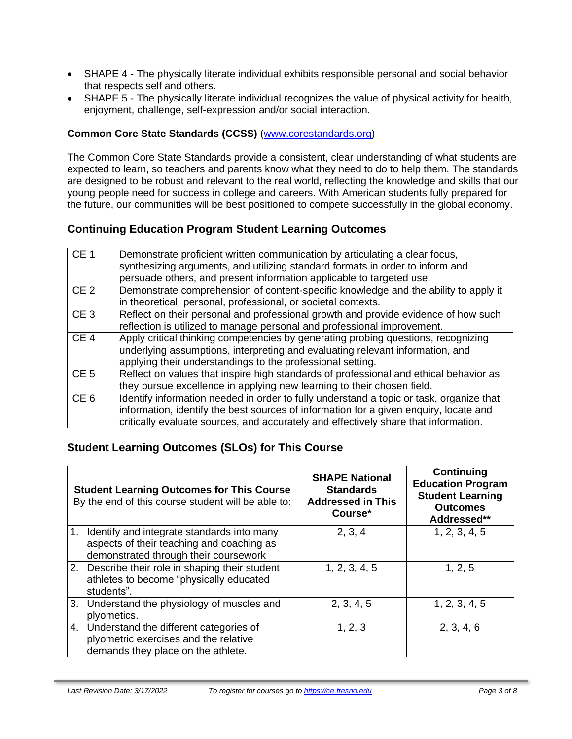- SHAPE 4 - The physically literate individual exhibits responsible personal and social behavior that respects self and others.
- SHAPE 5 - The physically literate individual recognizes the value of physical activity for health, enjoyment, challenge, self-expression and/or social interaction.

**Common Core State Standards (CCSS)** ([www.corestandards.org](www.corestandards.org))

The Common Core State Standards provide a consistent, clear understanding of what students are expected to learn, so teachers and parents know what they need to do to help them. The standards are designed to be robust and relevant to the real world, reflecting the knowledge and skills that our young people need for success in college and careers. With American students fully prepared for the future, our communities will be best positioned to compete successfully in the global economy.

## Continuing Education Program Student Learning Outcomes

| | |
|---|---|
| CE 1 | Demonstrate proficient written communication by articulating a clear focus, synthesizing arguments, and utilizing standard formats in order to inform and persuade others, and present information applicable to targeted use. |
| CE 2 | Demonstrate comprehension of content-specific knowledge and the ability to apply it in theoretical, personal, professional, or societal contexts. |
| CE 3 | Reflect on their personal and professional growth and provide evidence of how such reflection is utilized to manage personal and professional improvement. |
| CE 4 | Apply critical thinking competencies by generating probing questions, recognizing underlying assumptions, interpreting and evaluating relevant information, and applying their understandings to the professional setting. |
| CE 5 | Reflect on values that inspire high standards of professional and ethical behavior as they pursue excellence in applying new learning to their chosen field. |
| CE 6 | Identify information needed in order to fully understand a topic or task, organize that information, identify the best sources of information for a given enquiry, locate and critically evaluate sources, and accurately and effectively share that information. |

## Student Learning Outcomes (SLOs) for This Course

| **Student Learning Outcomes for This Course** By the end of this course student will be able to: | **SHAPE National Standards Addressed in This Course*** | **Continuing Education Program Student Learning Outcomes Addressed**** |
|---|---|---|
| 1. Identify and integrate standards into many aspects of their teaching and coaching as demonstrated through their coursework | 2, 3, 4 | 1, 2, 3, 4, 5 |
| 2. Describe their role in shaping their student athletes to become "physically educated students". | 1, 2, 3, 4, 5 | 1, 2, 5 |
| 3. Understand the physiology of muscles and plyometics. | 2, 3, 4, 5 | 1, 2, 3, 4, 5 |
| 4. Understand the different categories of plyometric exercises and the relative demands they place on the athlete. | 1, 2, 3 | 2, 3, 4, 6 |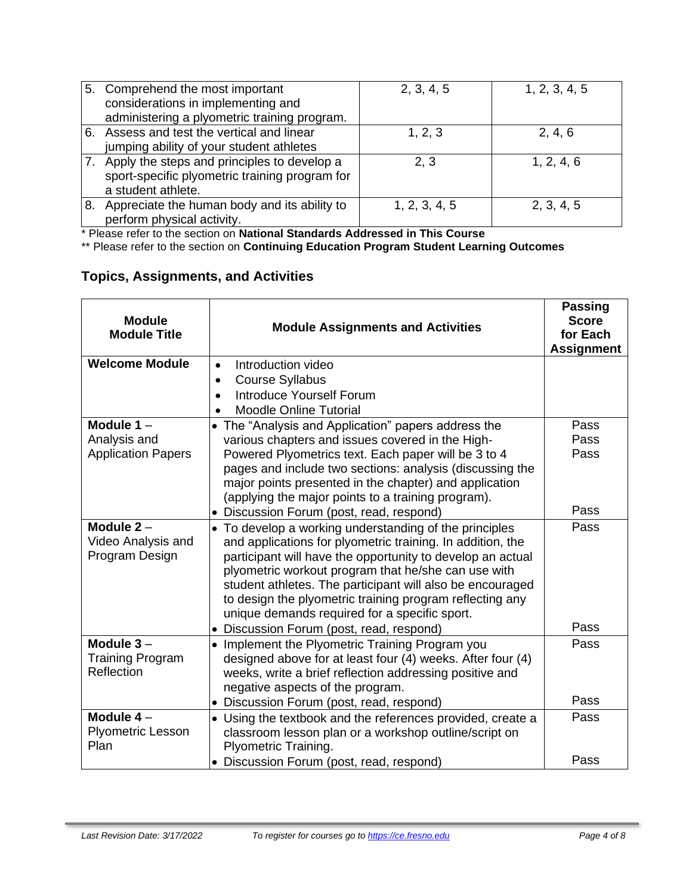| | | |
|---|---|---|
| 5. Comprehend the most important considerations in implementing and administering a plyometric training program. | 2, 3, 4, 5 | 1, 2, 3, 4, 5 |
| 6. Assess and test the vertical and linear jumping ability of your student athletes | 1, 2, 3 | 2, 4, 6 |
| 7. Apply the steps and principles to develop a sport-specific plyometric training program for a student athlete. | 2, 3 | 1, 2, 4, 6 |
| 8. Appreciate the human body and its ability to perform physical activity. | 1, 2, 3, 4, 5 | 2, 3, 4, 5 |

* Please refer to the section on **National Standards Addressed in This Course**

** Please refer to the section on **Continuing Education Program Student Learning Outcomes**

## Topics, Assignments, and Activities

| **Module Module Title** | **Module Assignments and Activities** | **Passing Score for Each Assignment** |
|---|---|---|
| **Welcome Module** | • Introduction video<br>• Course Syllabus<br>• Introduce Yourself Forum<br>• Moodle Online Tutorial | |
| **Module 1** – Analysis and Application Papers | • The "Analysis and Application" papers address the various chapters and issues covered in the High-Powered Plyometrics text. Each paper will be 3 to 4 pages and include two sections: analysis (discussing the major points presented in the chapter) and application (applying the major points to a training program).<br>• Discussion Forum (post, read, respond) | Pass<br>Pass<br>Pass<br><br>Pass |
| **Module 2** – Video Analysis and Program Design | • To develop a working understanding of the principles and applications for plyometric training. In addition, the participant will have the opportunity to develop an actual plyometric workout program that he/she can use with student athletes. The participant will also be encouraged to design the plyometric training program reflecting any unique demands required for a specific sport.<br>• Discussion Forum (post, read, respond) | Pass<br><br>Pass |
| **Module 3** – Training Program Reflection | • Implement the Plyometric Training Program you designed above for at least four (4) weeks. After four (4) weeks, write a brief reflection addressing positive and negative aspects of the program.<br>• Discussion Forum (post, read, respond) | Pass<br><br>Pass |
| **Module 4** – Plyometric Lesson Plan | • Using the textbook and the references provided, create a classroom lesson plan or a workshop outline/script on Plyometric Training.<br>• Discussion Forum (post, read, respond) | Pass<br><br>Pass |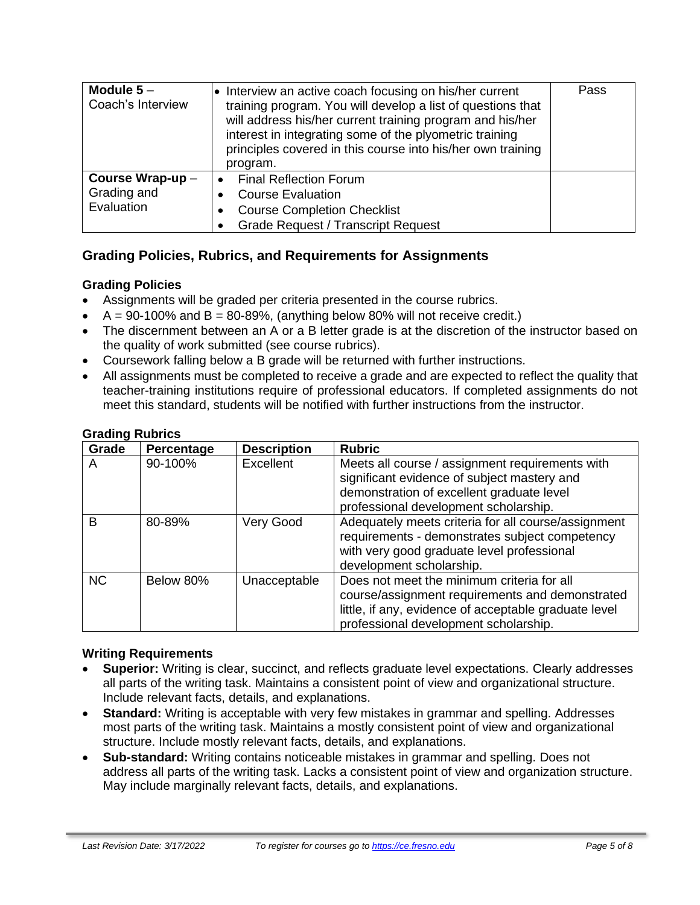| | | |
|---|---|---|
| **Module 5** – Coach's Interview | • Interview an active coach focusing on his/her current training program. You will develop a list of questions that will address his/her current training program and his/her interest in integrating some of the plyometric training principles covered in this course into his/her own training program. | Pass |
| **Course Wrap-up** – Grading and Evaluation | • Final Reflection Forum<br>• Course Evaluation<br>• Course Completion Checklist<br>• Grade Request / Transcript Request | |

## Grading Policies, Rubrics, and Requirements for Assignments

### Grading Policies

- Assignments will be graded per criteria presented in the course rubrics.
- A = 90-100% and B = 80-89%, (anything below 80% will not receive credit.)
- The discernment between an A or a B letter grade is at the discretion of the instructor based on the quality of work submitted (see course rubrics).
- Coursework falling below a B grade will be returned with further instructions.
- All assignments must be completed to receive a grade and are expected to reflect the quality that teacher-training institutions require of professional educators. If completed assignments do not meet this standard, students will be notified with further instructions from the instructor.

### Grading Rubrics

| Grade | Percentage | Description | Rubric |
|---|---|---|---|
| A | 90-100% | Excellent | Meets all course / assignment requirements with significant evidence of subject mastery and demonstration of excellent graduate level professional development scholarship. |
| B | 80-89% | Very Good | Adequately meets criteria for all course/assignment requirements - demonstrates subject competency with very good graduate level professional development scholarship. |
| NC | Below 80% | Unacceptable | Does not meet the minimum criteria for all course/assignment requirements and demonstrated little, if any, evidence of acceptable graduate level professional development scholarship. |

### Writing Requirements

- **Superior:** Writing is clear, succinct, and reflects graduate level expectations. Clearly addresses all parts of the writing task. Maintains a consistent point of view and organizational structure. Include relevant facts, details, and explanations.
- **Standard:** Writing is acceptable with very few mistakes in grammar and spelling. Addresses most parts of the writing task. Maintains a mostly consistent point of view and organizational structure. Include mostly relevant facts, details, and explanations.
- **Sub-standard:** Writing contains noticeable mistakes in grammar and spelling. Does not address all parts of the writing task. Lacks a consistent point of view and organization structure. May include marginally relevant facts, details, and explanations.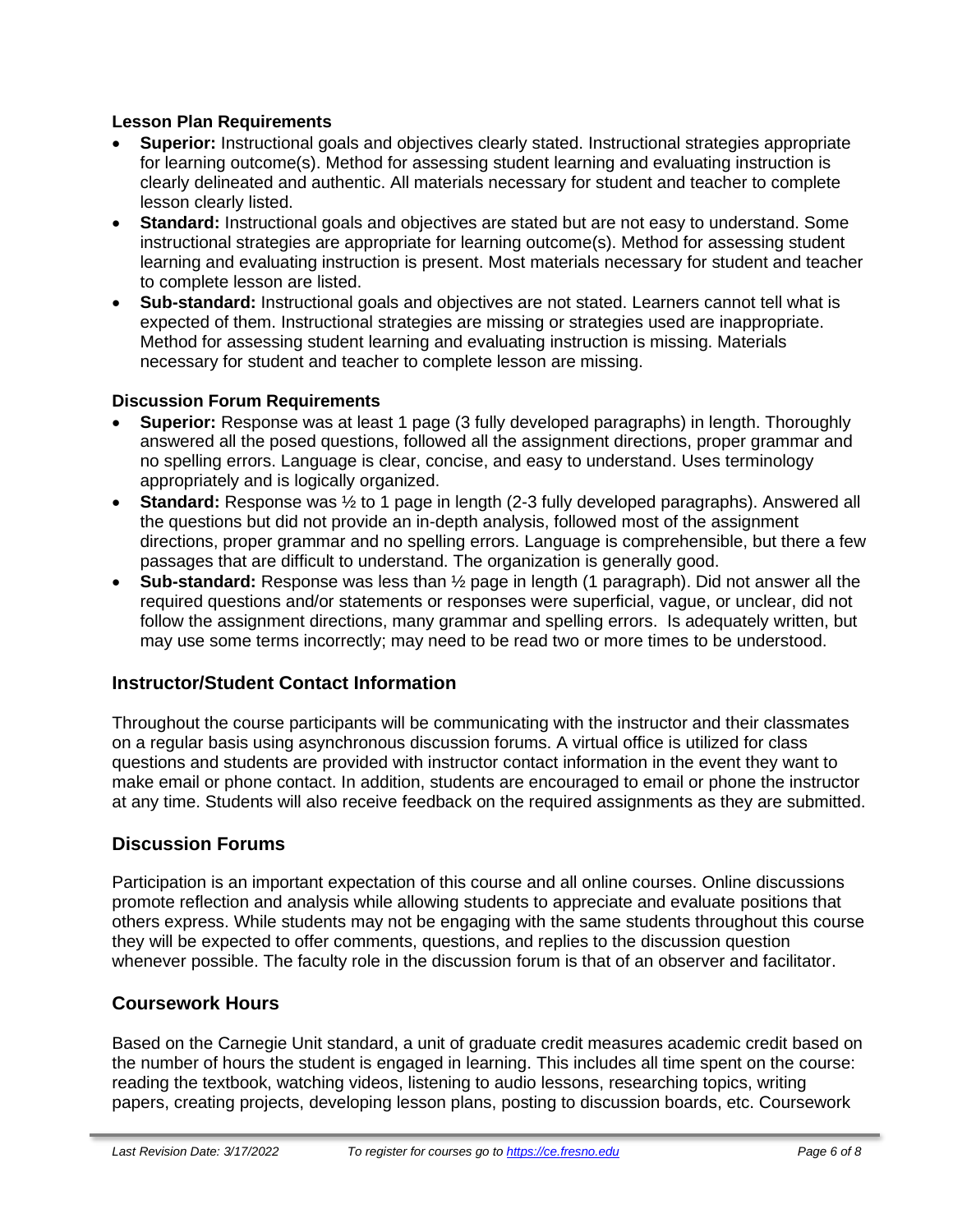### Lesson Plan Requirements

- **Superior:** Instructional goals and objectives clearly stated. Instructional strategies appropriate for learning outcome(s). Method for assessing student learning and evaluating instruction is clearly delineated and authentic. All materials necessary for student and teacher to complete lesson clearly listed.
- **Standard:** Instructional goals and objectives are stated but are not easy to understand. Some instructional strategies are appropriate for learning outcome(s). Method for assessing student learning and evaluating instruction is present. Most materials necessary for student and teacher to complete lesson are listed.
- **Sub-standard:** Instructional goals and objectives are not stated. Learners cannot tell what is expected of them. Instructional strategies are missing or strategies used are inappropriate. Method for assessing student learning and evaluating instruction is missing. Materials necessary for student and teacher to complete lesson are missing.

### Discussion Forum Requirements

- **Superior:** Response was at least 1 page (3 fully developed paragraphs) in length. Thoroughly answered all the posed questions, followed all the assignment directions, proper grammar and no spelling errors. Language is clear, concise, and easy to understand. Uses terminology appropriately and is logically organized.
- **Standard:** Response was ½ to 1 page in length (2-3 fully developed paragraphs). Answered all the questions but did not provide an in-depth analysis, followed most of the assignment directions, proper grammar and no spelling errors. Language is comprehensible, but there a few passages that are difficult to understand. The organization is generally good.
- **Sub-standard:** Response was less than ½ page in length (1 paragraph). Did not answer all the required questions and/or statements or responses were superficial, vague, or unclear, did not follow the assignment directions, many grammar and spelling errors. Is adequately written, but may use some terms incorrectly; may need to be read two or more times to be understood.

## Instructor/Student Contact Information

Throughout the course participants will be communicating with the instructor and their classmates on a regular basis using asynchronous discussion forums. A virtual office is utilized for class questions and students are provided with instructor contact information in the event they want to make email or phone contact. In addition, students are encouraged to email or phone the instructor at any time. Students will also receive feedback on the required assignments as they are submitted.

## Discussion Forums

Participation is an important expectation of this course and all online courses. Online discussions promote reflection and analysis while allowing students to appreciate and evaluate positions that others express. While students may not be engaging with the same students throughout this course they will be expected to offer comments, questions, and replies to the discussion question whenever possible. The faculty role in the discussion forum is that of an observer and facilitator.

## Coursework Hours

Based on the Carnegie Unit standard, a unit of graduate credit measures academic credit based on the number of hours the student is engaged in learning. This includes all time spent on the course: reading the textbook, watching videos, listening to audio lessons, researching topics, writing papers, creating projects, developing lesson plans, posting to discussion boards, etc. Coursework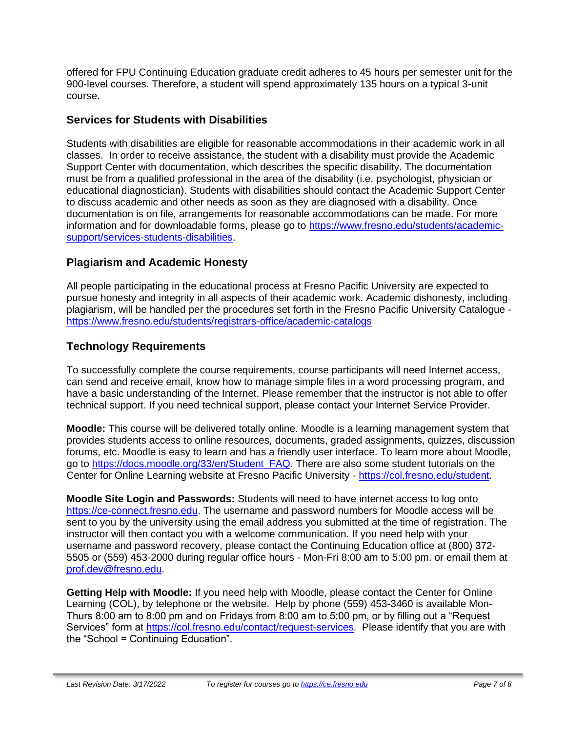offered for FPU Continuing Education graduate credit adheres to 45 hours per semester unit for the 900-level courses. Therefore, a student will spend approximately 135 hours on a typical 3-unit course.

## Services for Students with Disabilities

Students with disabilities are eligible for reasonable accommodations in their academic work in all classes. In order to receive assistance, the student with a disability must provide the Academic Support Center with documentation, which describes the specific disability. The documentation must be from a qualified professional in the area of the disability (i.e. psychologist, physician or educational diagnostician). Students with disabilities should contact the Academic Support Center to discuss academic and other needs as soon as they are diagnosed with a disability. Once documentation is on file, arrangements for reasonable accommodations can be made. For more information and for downloadable forms, please go to [https://www.fresno.edu/students/academic-support/services-students-disabilities](https://www.fresno.edu/students/academic-support/services-students-disabilities).

## Plagiarism and Academic Honesty

All people participating in the educational process at Fresno Pacific University are expected to pursue honesty and integrity in all aspects of their academic work. Academic dishonesty, including plagiarism, will be handled per the procedures set forth in the Fresno Pacific University Catalogue - [https://www.fresno.edu/students/registrars-office/academic-catalogs](https://www.fresno.edu/students/registrars-office/academic-catalogs)

## Technology Requirements

To successfully complete the course requirements, course participants will need Internet access, can send and receive email, know how to manage simple files in a word processing program, and have a basic understanding of the Internet. Please remember that the instructor is not able to offer technical support. If you need technical support, please contact your Internet Service Provider.

**Moodle:** This course will be delivered totally online. Moodle is a learning management system that provides students access to online resources, documents, graded assignments, quizzes, discussion forums, etc. Moodle is easy to learn and has a friendly user interface. To learn more about Moodle, go to [https://docs.moodle.org/33/en/Student_FAQ](https://docs.moodle.org/33/en/Student_FAQ). There are also some student tutorials on the Center for Online Learning website at Fresno Pacific University - [https://col.fresno.edu/student](https://col.fresno.edu/student).

**Moodle Site Login and Passwords:** Students will need to have internet access to log onto [https://ce-connect.fresno.edu](https://ce-connect.fresno.edu). The username and password numbers for Moodle access will be sent to you by the university using the email address you submitted at the time of registration. The instructor will then contact you with a welcome communication. If you need help with your username and password recovery, please contact the Continuing Education office at (800) 372-5505 or (559) 453-2000 during regular office hours - Mon-Fri 8:00 am to 5:00 pm. or email them at [prof.dev@fresno.edu](mailto:prof.dev@fresno.edu).

**Getting Help with Moodle:** If you need help with Moodle, please contact the Center for Online Learning (COL), by telephone or the website. Help by phone (559) 453-3460 is available Mon-Thurs 8:00 am to 8:00 pm and on Fridays from 8:00 am to 5:00 pm, or by filling out a "Request Services" form at [https://col.fresno.edu/contact/request-services](https://col.fresno.edu/contact/request-services). Please identify that you are with the "School = Continuing Education".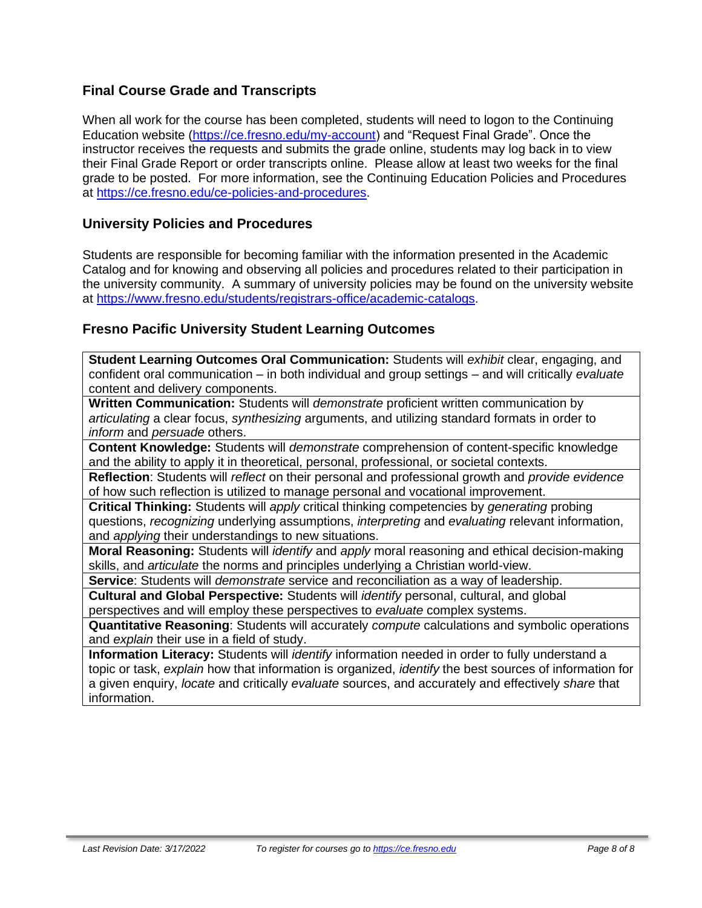## Final Course Grade and Transcripts

When all work for the course has been completed, students will need to logon to the Continuing Education website (https://ce.fresno.edu/my-account) and "Request Final Grade". Once the instructor receives the requests and submits the grade online, students may log back in to view their Final Grade Report or order transcripts online. Please allow at least two weeks for the final grade to be posted. For more information, see the Continuing Education Policies and Procedures at https://ce.fresno.edu/ce-policies-and-procedures.

## University Policies and Procedures

Students are responsible for becoming familiar with the information presented in the Academic Catalog and for knowing and observing all policies and procedures related to their participation in the university community. A summary of university policies may be found on the university website at https://www.fresno.edu/students/registrars-office/academic-catalogs.

## Fresno Pacific University Student Learning Outcomes

| |
|---|
| **Student Learning Outcomes Oral Communication:** Students will *exhibit* clear, engaging, and confident oral communication – in both individual and group settings – and will critically *evaluate* content and delivery components. |
| **Written Communication:** Students will *demonstrate* proficient written communication by *articulating* a clear focus, *synthesizing* arguments, and utilizing standard formats in order to *inform* and *persuade* others. |
| **Content Knowledge:** Students will *demonstrate* comprehension of content-specific knowledge and the ability to apply it in theoretical, personal, professional, or societal contexts. |
| **Reflection**: Students will *reflect* on their personal and professional growth and *provide evidence* of how such reflection is utilized to manage personal and vocational improvement. |
| **Critical Thinking:** Students will *apply* critical thinking competencies by *generating* probing questions, *recognizing* underlying assumptions, *interpreting* and *evaluating* relevant information, and *applying* their understandings to new situations. |
| **Moral Reasoning:** Students will *identify* and *apply* moral reasoning and ethical decision-making skills, and *articulate* the norms and principles underlying a Christian world-view. |
| **Service**: Students will *demonstrate* service and reconciliation as a way of leadership. |
| **Cultural and Global Perspective:** Students will *identify* personal, cultural, and global perspectives and will employ these perspectives to *evaluate* complex systems. |
| **Quantitative Reasoning**: Students will accurately *compute* calculations and symbolic operations and *explain* their use in a field of study. |
| **Information Literacy:** Students will *identify* information needed in order to fully understand a topic or task, *explain* how that information is organized, *identify* the best sources of information for a given enquiry, *locate* and critically *evaluate* sources, and accurately and effectively *share* that information. |